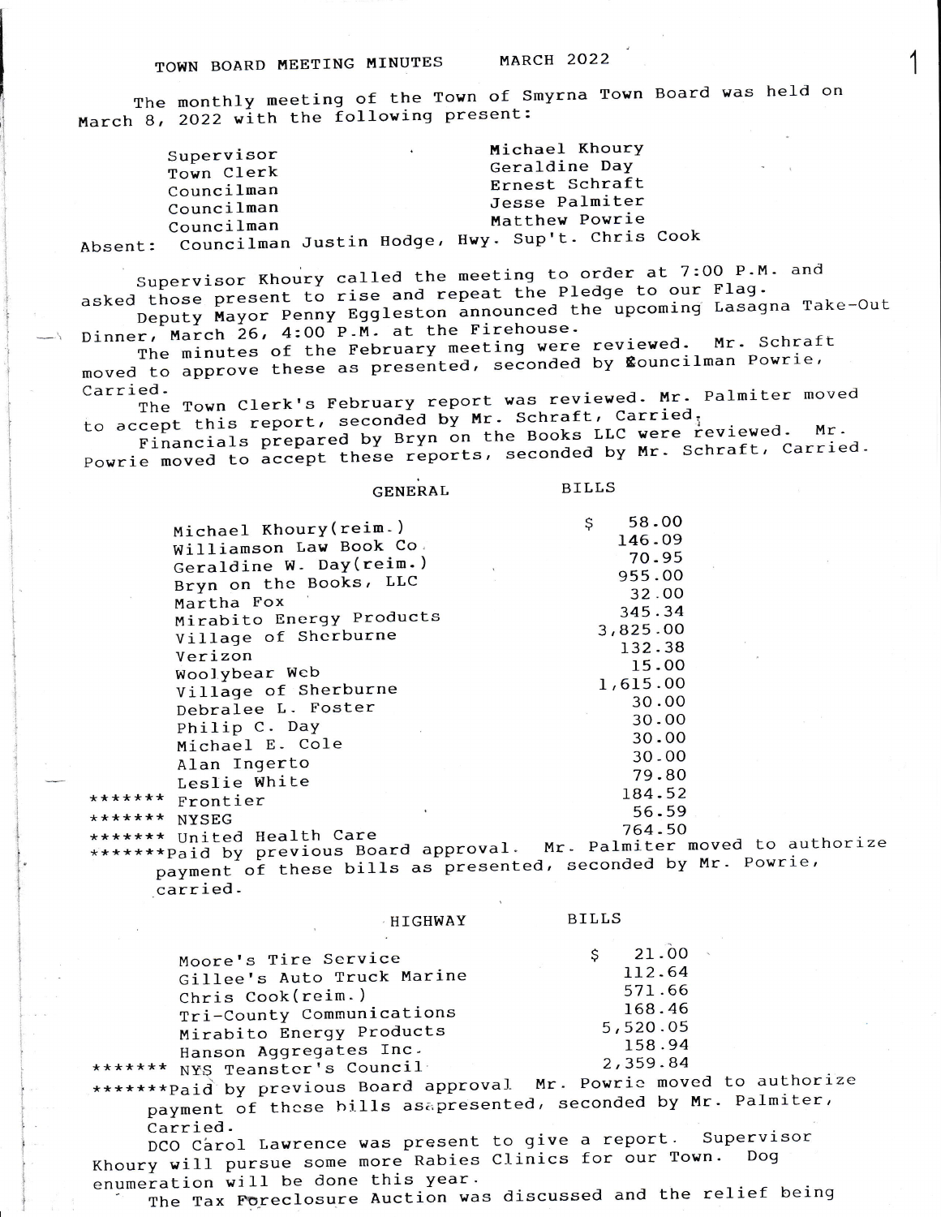TOWN BOARD MEETING MINUTES MARCH 2022

The monthly meeting of the Town of Smyrna Town Board was held on March 8, 2022 with the following present:

| | |
|---|---|
| Supervisor | Michael Khoury |
| Town Clerk | Geraldine Day |
| Councilman | Ernest Schraft |
| Councilman | Jesse Palmiter |
| Councilman | Matthew Powrie |

Absent: Councilman Justin Hodge, Hwy. Sup't. Chris Cook

Supervisor Khoury called the meeting to order at 7:00 P.M. and asked those present to rise and repeat the Pledge to our Flag.

Deputy Mayor Penny Eggleston announced the upcoming Lasagna Take-Out Dinner, March 26, 4:00 P.M. at the Firehouse.

The minutes of the February meeting were reviewed. Mr. Schraft moved to approve these as presented, seconded by Councilman Powrie, Carried.

The Town Clerk's February report was reviewed. Mr. Palmiter moved to accept this report, seconded by Mr. Schraft, Carried.

Financials prepared by Bryn on the Books LLC were reviewed. Mr. Powrie moved to accept these reports, seconded by Mr. Schraft, Carried.

| GENERAL | BILLS |
|---|---|
| Michael Khoury(reim.) | $ 58.00 |
| Williamson Law Book Co. | 146.09 |
| Geraldine W. Day(reim.) | 70.95 |
| Bryn on the Books, LLC | 955.00 |
| Martha Fox | 32.00 |
| Mirabito Energy Products | 345.34 |
| Village of Sherburne | 3,825.00 |
| Verizon | 132.38 |
| Woolybear Web | 15.00 |
| Village of Sherburne | 1,615.00 |
| Debralee L. Foster | 30.00 |
| Philip C. Day | 30.00 |
| Michael E. Cole | 30.00 |
| Alan Ingerto | 30.00 |
| Leslie White | 79.80 |
| ******* Frontier | 184.52 |
| ******* NYSEG | 56.59 |
| ******* United Health Care | 764.50 |

*******Paid by previous Board approval. Mr. Palmiter moved to authorize payment of these bills as presented, seconded by Mr. Powrie, carried.

| HIGHWAY | BILLS |
|---|---|
| Moore's Tire Service | $ 21.00 |
| Gillee's Auto Truck Marine | 112.64 |
| Chris Cook(reim.) | 571.66 |
| Tri-County Communications | 168.46 |
| Mirabito Energy Products | 5,520.05 |
| Hanson Aggregates Inc. | 158.94 |
| ******* NYS Teamster's Council | 2,359.84 |

*******Paid by previous Board approval Mr. Powrie moved to authorize payment of these bills as presented, seconded by Mr. Palmiter, Carried.

DCO Carol Lawrence was present to give a report. Supervisor Khoury will pursue some more Rabies Clinics for our Town. Dog enumeration will be done this year.

The Tax Foreclosure Auction was discussed and the relief being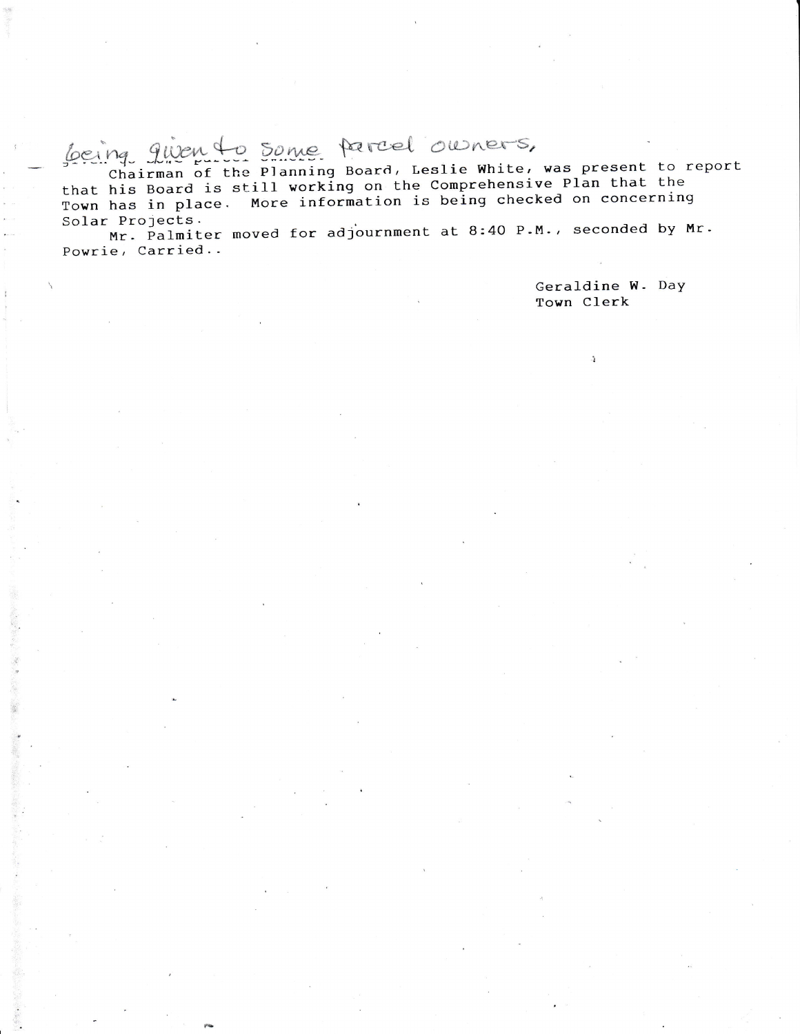being given to some parcel owners,

Chairman of the Planning Board, Leslie White, was present to report that his Board is still working on the Comprehensive Plan that the Town has in place. More information is being checked on concerning Solar Projects.

Mr. Palmiter moved for adjournment at 8:40 P.M., seconded by Mr. Powrie, Carried..

Geraldine W. Day
Town Clerk